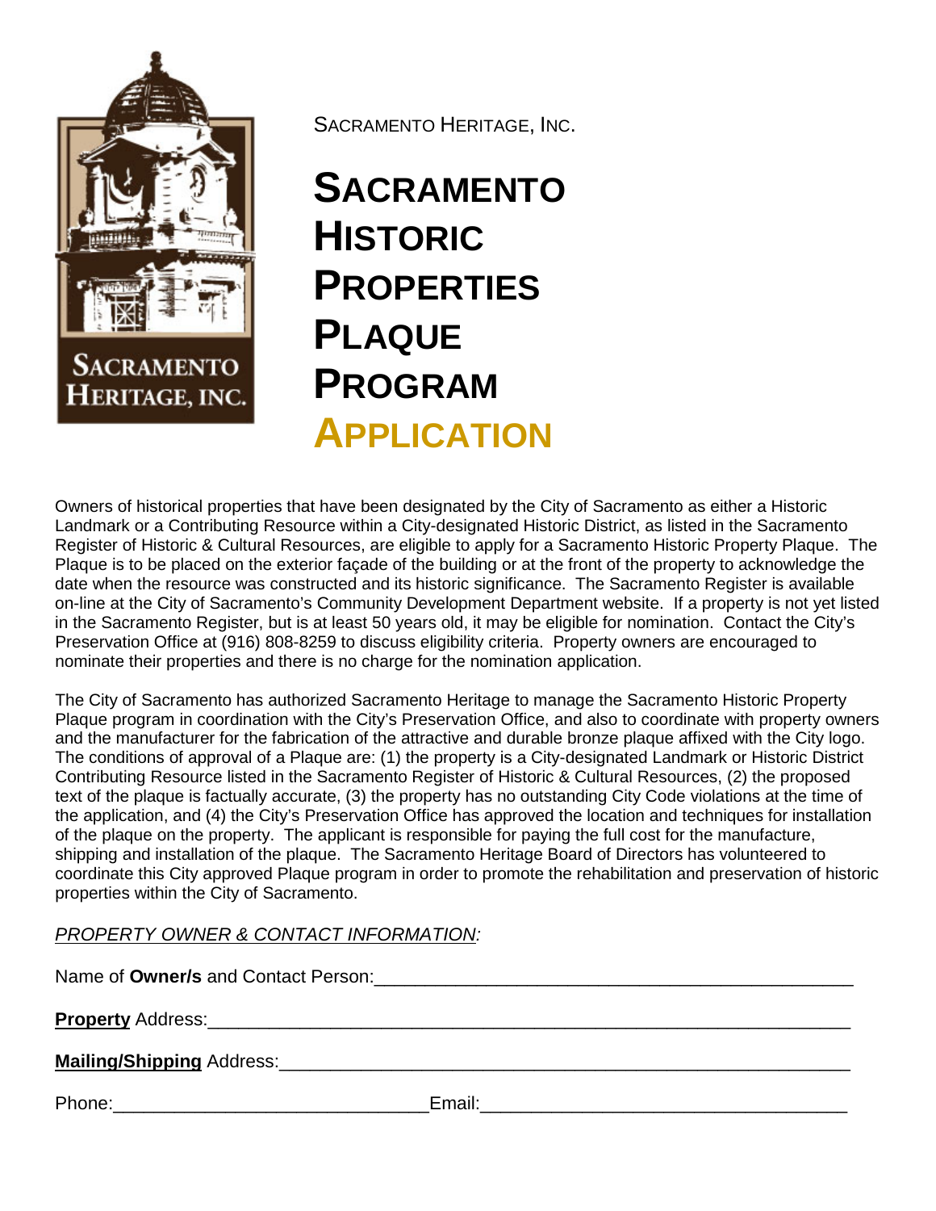SACRAMENTO HERITAGE, INC.

# SACRAMENTO HISTORIC PROPERTIES PLAQUE PROGRAM APPLICATION

Owners of historical properties that have been designated by the City of Sacramento as either a Historic Landmark or a Contributing Resource within a City-designated Historic District, as listed in the Sacramento Register of Historic & Cultural Resources, are eligible to apply for a Sacramento Historic Property Plaque. The Plaque is to be placed on the exterior façade of the building or at the front of the property to acknowledge the date when the resource was constructed and its historic significance. The Sacramento Register is available on-line at the City of Sacramento's Community Development Department website. If a property is not yet listed in the Sacramento Register, but is at least 50 years old, it may be eligible for nomination. Contact the City's Preservation Office at (916) 808-8259 to discuss eligibility criteria. Property owners are encouraged to nominate their properties and there is no charge for the nomination application.

The City of Sacramento has authorized Sacramento Heritage to manage the Sacramento Historic Property Plaque program in coordination with the City's Preservation Office, and also to coordinate with property owners and the manufacturer for the fabrication of the attractive and durable bronze plaque affixed with the City logo. The conditions of approval of a Plaque are: (1) the property is a City-designated Landmark or Historic District Contributing Resource listed in the Sacramento Register of Historic & Cultural Resources, (2) the proposed text of the plaque is factually accurate, (3) the property has no outstanding City Code violations at the time of the application, and (4) the City's Preservation Office has approved the location and techniques for installation of the plaque on the property. The applicant is responsible for paying the full cost for the manufacture, shipping and installation of the plaque. The Sacramento Heritage Board of Directors has volunteered to coordinate this City approved Plaque program in order to promote the rehabilitation and preservation of historic properties within the City of Sacramento.

*PROPERTY OWNER & CONTACT INFORMATION:*

Name of **Owner/s** and Contact Person:_______________________________________________

**Property** Address:_______________________________________________________________

**Mailing/Shipping** Address:_________________________________________________________

Phone:_______________________________ Email:___________________________________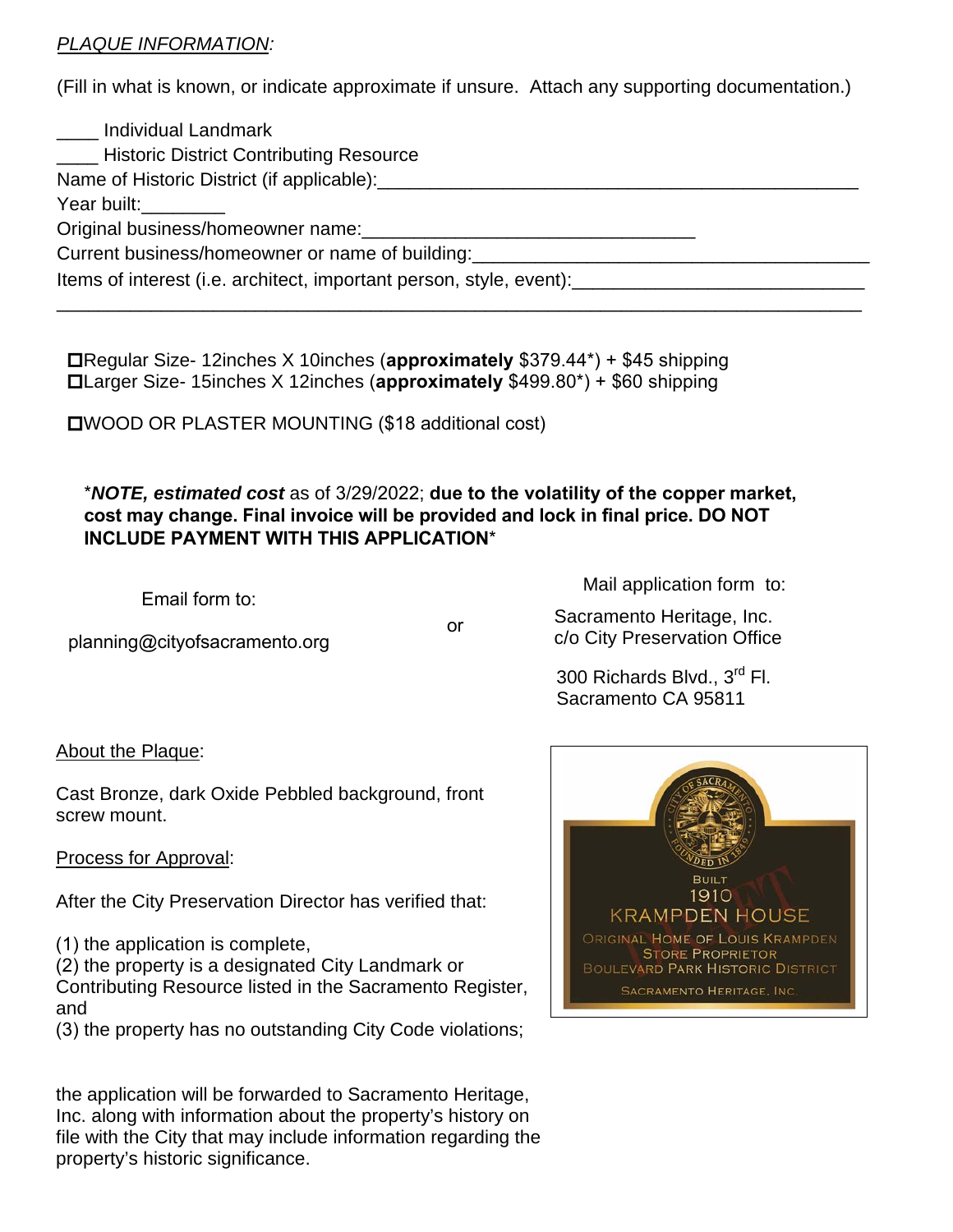*PLAQUE INFORMATION*:

(Fill in what is known, or indicate approximate if unsure. Attach any supporting documentation.)

____ Individual Landmark
____ Historic District Contributing Resource
Name of Historic District (if applicable):_______________________________________________
Year built:________
Original business/homeowner name:________________________________
Current business/homeowner or name of building:______________________________________
Items of interest (i.e. architect, important person, style, event):____________________________
_____________________________________________________________________________

☐Regular Size- 12inches X 10inches (**approximately** $379.44*) + $45 shipping
☐Larger Size- 15inches X 12inches (**approximately** $499.80*) + $60 shipping

☐WOOD OR PLASTER MOUNTING ($18 additional cost)

**\****NOTE, estimated cost*** as of 3/29/2022; **due to the volatility of the copper market, cost may change. Final invoice will be provided and lock in final price. DO NOT INCLUDE PAYMENT WITH THIS APPLICATION***

Email form to:

planning@cityofsacramento.org

or

Mail application form to:

Sacramento Heritage, Inc.
c/o City Preservation Office

300 Richards Blvd., 3rd Fl.
Sacramento CA 95811

About the Plaque:

Cast Bronze, dark Oxide Pebbled background, front screw mount.

Process for Approval:

After the City Preservation Director has verified that:

(1) the application is complete,
(2) the property is a designated City Landmark or Contributing Resource listed in the Sacramento Register, and
(3) the property has no outstanding City Code violations;

the application will be forwarded to Sacramento Heritage, Inc. along with information about the property's history on file with the City that may include information regarding the property's historic significance.

CITY OF SACRAMENTO
FOUNDED IN 1849
BUILT
1910
KRAMPDEN HOUSE
ORIGINAL HOME OF LOUIS KRAMPDEN
STORE PROPRIETOR
BOULEVARD PARK HISTORIC DISTRICT
SACRAMENTO HERITAGE, INC.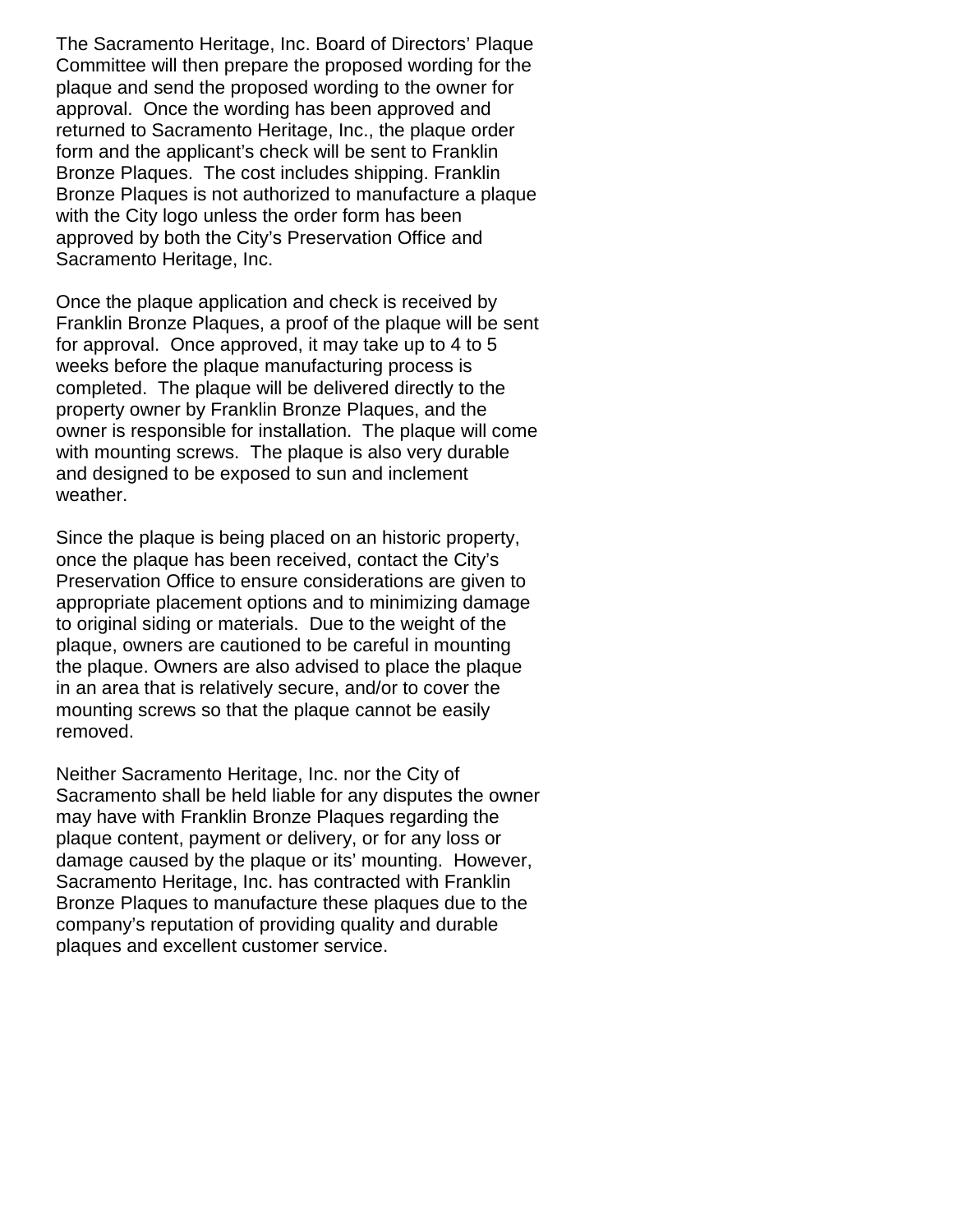The Sacramento Heritage, Inc. Board of Directors' Plaque Committee will then prepare the proposed wording for the plaque and send the proposed wording to the owner for approval. Once the wording has been approved and returned to Sacramento Heritage, Inc., the plaque order form and the applicant's check will be sent to Franklin Bronze Plaques. The cost includes shipping. Franklin Bronze Plaques is not authorized to manufacture a plaque with the City logo unless the order form has been approved by both the City's Preservation Office and Sacramento Heritage, Inc.

Once the plaque application and check is received by Franklin Bronze Plaques, a proof of the plaque will be sent for approval. Once approved, it may take up to 4 to 5 weeks before the plaque manufacturing process is completed. The plaque will be delivered directly to the property owner by Franklin Bronze Plaques, and the owner is responsible for installation. The plaque will come with mounting screws. The plaque is also very durable and designed to be exposed to sun and inclement weather.

Since the plaque is being placed on an historic property, once the plaque has been received, contact the City's Preservation Office to ensure considerations are given to appropriate placement options and to minimizing damage to original siding or materials. Due to the weight of the plaque, owners are cautioned to be careful in mounting the plaque. Owners are also advised to place the plaque in an area that is relatively secure, and/or to cover the mounting screws so that the plaque cannot be easily removed.

Neither Sacramento Heritage, Inc. nor the City of Sacramento shall be held liable for any disputes the owner may have with Franklin Bronze Plaques regarding the plaque content, payment or delivery, or for any loss or damage caused by the plaque or its' mounting. However, Sacramento Heritage, Inc. has contracted with Franklin Bronze Plaques to manufacture these plaques due to the company's reputation of providing quality and durable plaques and excellent customer service.